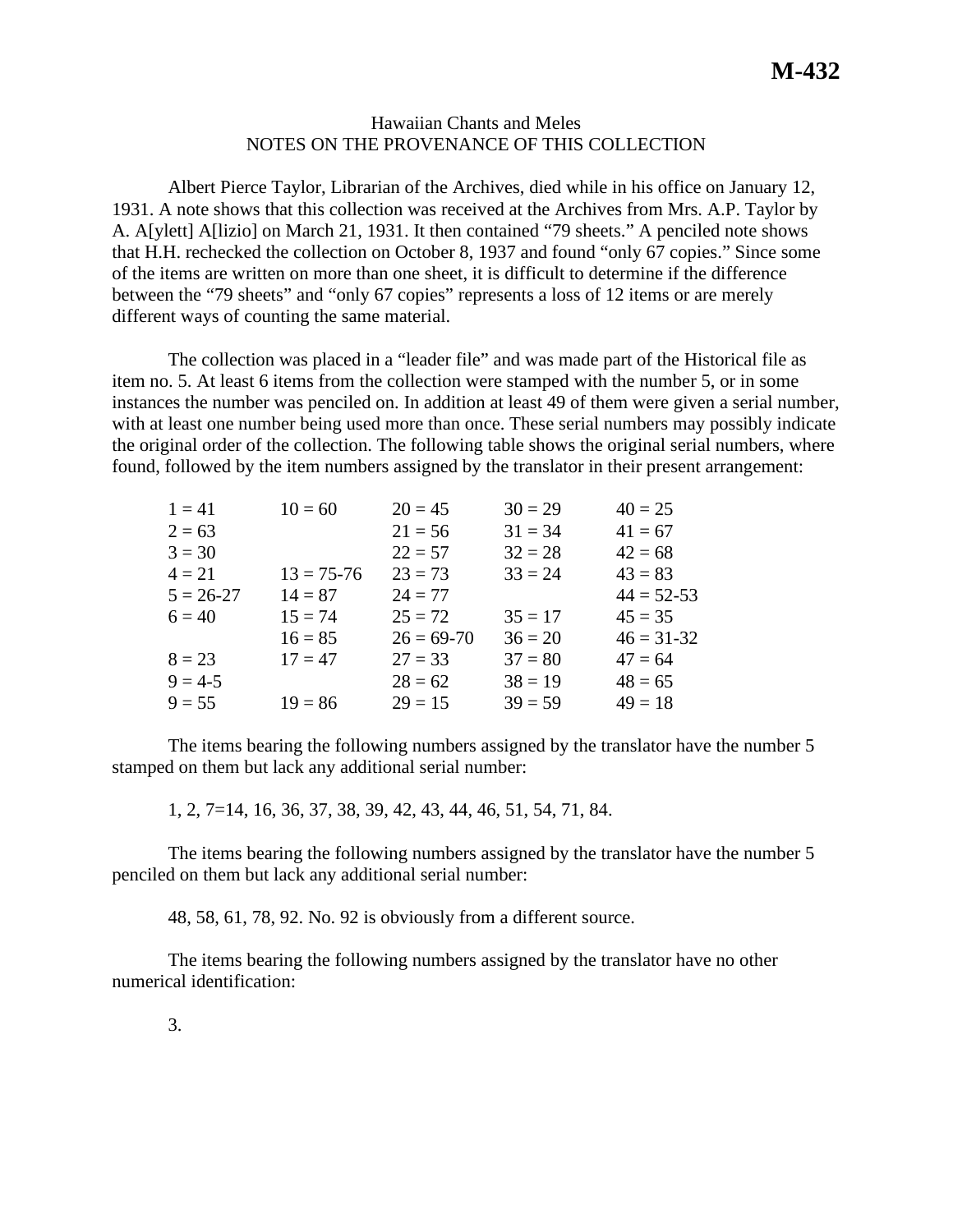**M-432**

Hawaiian Chants and Meles
NOTES ON THE PROVENANCE OF THIS COLLECTION

Albert Pierce Taylor, Librarian of the Archives, died while in his office on January 12, 1931. A note shows that this collection was received at the Archives from Mrs. A.P. Taylor by A. A[ylett] A[lizio] on March 21, 1931. It then contained "79 sheets." A penciled note shows that H.H. rechecked the collection on October 8, 1937 and found "only 67 copies." Since some of the items are written on more than one sheet, it is difficult to determine if the difference between the "79 sheets" and "only 67 copies" represents a loss of 12 items or are merely different ways of counting the same material.

The collection was placed in a "leader file" and was made part of the Historical file as item no. 5. At least 6 items from the collection were stamped with the number 5, or in some instances the number was penciled on. In addition at least 49 of them were given a serial number, with at least one number being used more than once. These serial numbers may possibly indicate the original order of the collection. The following table shows the original serial numbers, where found, followed by the item numbers assigned by the translator in their present arrangement:

| | | | | |
|---|---|---|---|---|
| 1 = 41 | 10 = 60 | 20 = 45 | 30 = 29 | 40 = 25 |
| 2 = 63 | | 21 = 56 | 31 = 34 | 41 = 67 |
| 3 = 30 | | 22 = 57 | 32 = 28 | 42 = 68 |
| 4 = 21 | 13 = 75-76 | 23 = 73 | 33 = 24 | 43 = 83 |
| 5 = 26-27 | 14 = 87 | 24 = 77 | | 44 = 52-53 |
| 6 = 40 | 15 = 74 | 25 = 72 | 35 = 17 | 45 = 35 |
| | 16 = 85 | 26 = 69-70 | 36 = 20 | 46 = 31-32 |
| 8 = 23 | 17 = 47 | 27 = 33 | 37 = 80 | 47 = 64 |
| 9 = 4-5 | | 28 = 62 | 38 = 19 | 48 = 65 |
| 9 = 55 | 19 = 86 | 29 = 15 | 39 = 59 | 49 = 18 |

The items bearing the following numbers assigned by the translator have the number 5 stamped on them but lack any additional serial number:

1, 2, 7=14, 16, 36, 37, 38, 39, 42, 43, 44, 46, 51, 54, 71, 84.

The items bearing the following numbers assigned by the translator have the number 5 penciled on them but lack any additional serial number:

48, 58, 61, 78, 92. No. 92 is obviously from a different source.

The items bearing the following numbers assigned by the translator have no other numerical identification:

3.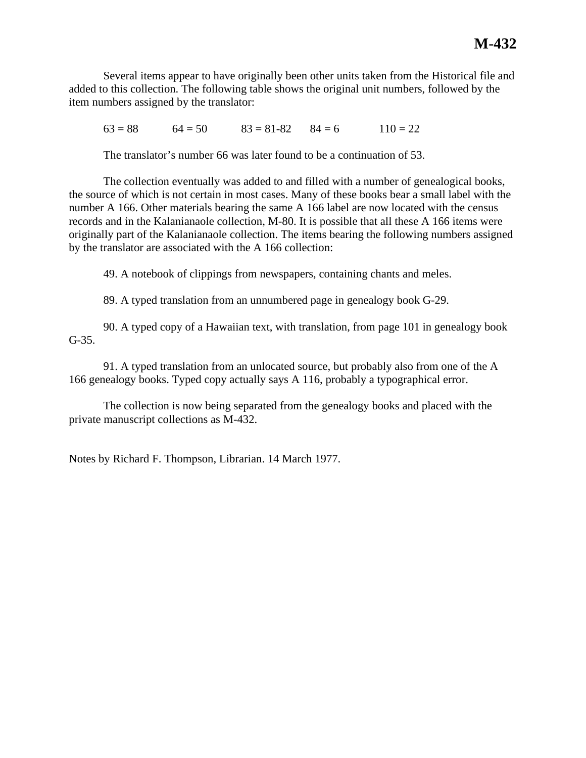Several items appear to have originally been other units taken from the Historical file and added to this collection. The following table shows the original unit numbers, followed by the item numbers assigned by the translator:

63 = 88    64 = 50    83 = 81-82    84 = 6    110 = 22

The translator's number 66 was later found to be a continuation of 53.

The collection eventually was added to and filled with a number of genealogical books, the source of which is not certain in most cases. Many of these books bear a small label with the number A 166. Other materials bearing the same A 166 label are now located with the census records and in the Kalanianaole collection, M-80. It is possible that all these A 166 items were originally part of the Kalanianaole collection. The items bearing the following numbers assigned by the translator are associated with the A 166 collection:

49. A notebook of clippings from newspapers, containing chants and meles.

89. A typed translation from an unnumbered page in genealogy book G-29.

90. A typed copy of a Hawaiian text, with translation, from page 101 in genealogy book G-35.

91. A typed translation from an unlocated source, but probably also from one of the A 166 genealogy books. Typed copy actually says A 116, probably a typographical error.

The collection is now being separated from the genealogy books and placed with the private manuscript collections as M-432.

Notes by Richard F. Thompson, Librarian. 14 March 1977.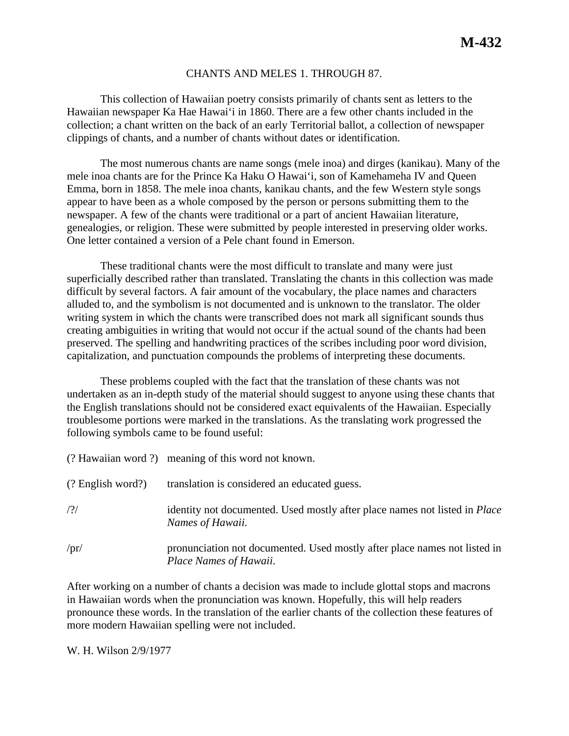# M-432

CHANTS AND MELES 1. THROUGH 87.

This collection of Hawaiian poetry consists primarily of chants sent as letters to the Hawaiian newspaper Ka Hae Hawaiʻi in 1860. There are a few other chants included in the collection; a chant written on the back of an early Territorial ballot, a collection of newspaper clippings of chants, and a number of chants without dates or identification.

The most numerous chants are name songs (mele inoa) and dirges (kanikau). Many of the mele inoa chants are for the Prince Ka Haku O Hawaiʻi, son of Kamehameha IV and Queen Emma, born in 1858. The mele inoa chants, kanikau chants, and the few Western style songs appear to have been as a whole composed by the person or persons submitting them to the newspaper. A few of the chants were traditional or a part of ancient Hawaiian literature, genealogies, or religion. These were submitted by people interested in preserving older works. One letter contained a version of a Pele chant found in Emerson.

These traditional chants were the most difficult to translate and many were just superficially described rather than translated. Translating the chants in this collection was made difficult by several factors. A fair amount of the vocabulary, the place names and characters alluded to, and the symbolism is not documented and is unknown to the translator. The older writing system in which the chants were transcribed does not mark all significant sounds thus creating ambiguities in writing that would not occur if the actual sound of the chants had been preserved. The spelling and handwriting practices of the scribes including poor word division, capitalization, and punctuation compounds the problems of interpreting these documents.

These problems coupled with the fact that the translation of these chants was not undertaken as an in-depth study of the material should suggest to anyone using these chants that the English translations should not be considered exact equivalents of the Hawaiian. Especially troublesome portions were marked in the translations. As the translating work progressed the following symbols came to be found useful:

| | |
|---|---|
| (? Hawaiian word ?) | meaning of this word not known. |
| (? English word?) | translation is considered an educated guess. |
| /?/ | identity not documented. Used mostly after place names not listed in *Place Names of Hawaii.* |
| /pr/ | pronunciation not documented. Used mostly after place names not listed in *Place Names of Hawaii*. |

After working on a number of chants a decision was made to include glottal stops and macrons in Hawaiian words when the pronunciation was known. Hopefully, this will help readers pronounce these words. In the translation of the earlier chants of the collection these features of more modern Hawaiian spelling were not included.

W. H. Wilson 2/9/1977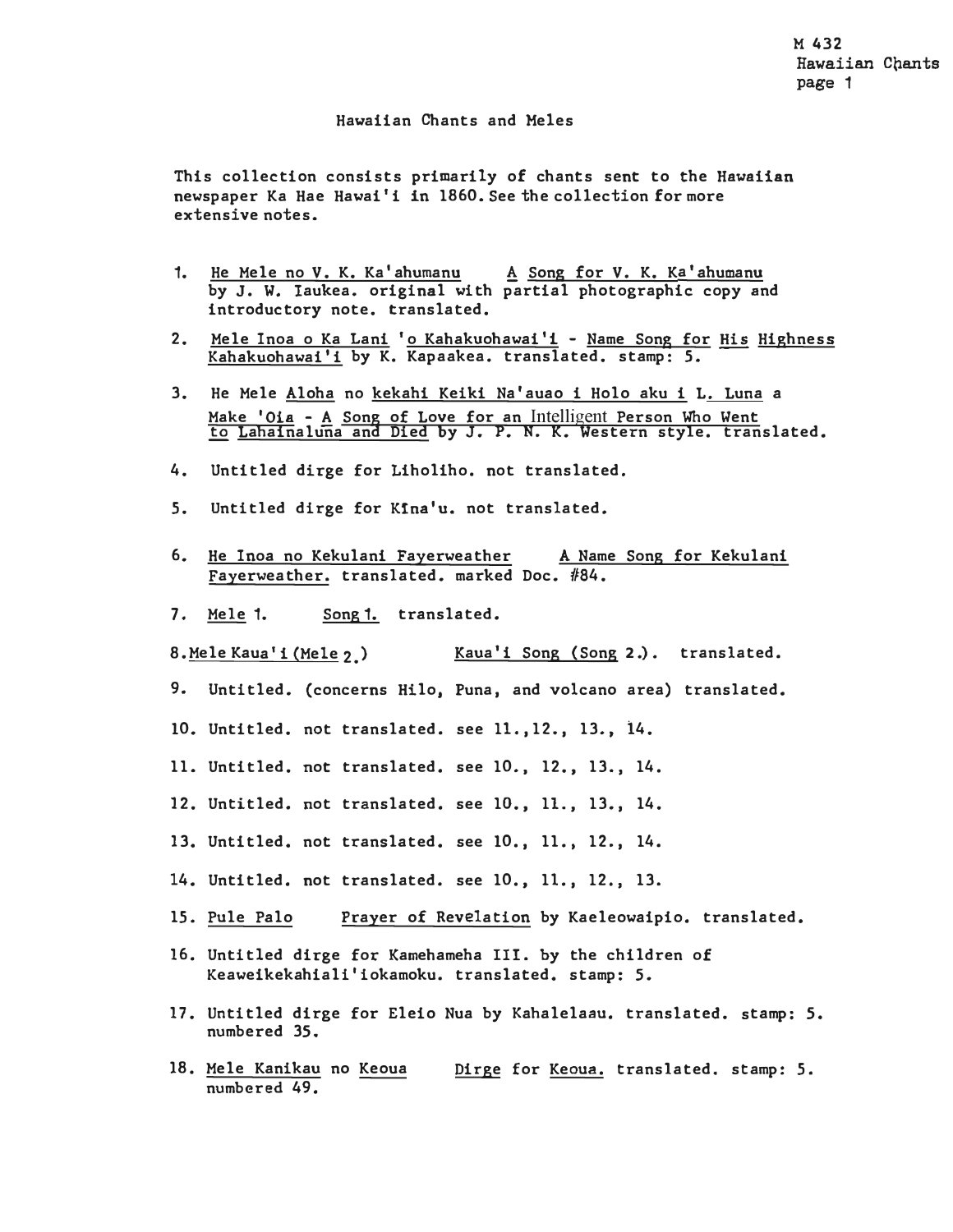Hawaiian Chants and Meles

This collection consists primarily of chants sent to the Hawaiian newspaper Ka Hae Hawai'i in 1860. See the collection for more extensive notes.

1. He Mele no V. K. Ka'ahumanu    A Song for V. K. Ka'ahumanu by J. W. Iaukea. original with partial photographic copy and introductory note. translated.
2. Mele Inoa o Ka Lani 'o Kahakuohawai'i - Name Song for His Highness Kahakuohawai'i by K. Kapaakea. translated. stamp: 5.
3. He Mele Aloha no kekahi Keiki Na'auao i Holo aku i L. Luna a Make 'Oia - A Song of Love for an Intelligent Person Who Went to Lahainaluna and Died by J. P. N. K. Western style. translated.
4. Untitled dirge for Liholiho. not translated.
5. Untitled dirge for Kīna'u. not translated.
6. He Inoa no Kekulani Fayerweather    A Name Song for Kekulani Fayerweather. translated. marked Doc. #84.
7. Mele 1.    Song 1. translated.
8. Mele Kaua'i (Mele 2.)    Kaua'i Song (Song 2.). translated.
9. Untitled. (concerns Hilo, Puna, and volcano area) translated.
10. Untitled. not translated. see 11., 12., 13., 14.
11. Untitled. not translated. see 10., 12., 13., 14.
12. Untitled. not translated. see 10., 11., 13., 14.
13. Untitled. not translated. see 10., 11., 12., 14.
14. Untitled. not translated. see 10., 11., 12., 13.
15. Pule Palo    Prayer of Revelation by Kaeleowaipio. translated.
16. Untitled dirge for Kamehameha III. by the children of Keaweikekahiali'iokamoku. translated. stamp: 5.
17. Untitled dirge for Eleio Nua by Kahalelaau. translated. stamp: 5. numbered 35.
18. Mele Kanikau no Keoua    Dirge for Keoua. translated. stamp: 5. numbered 49.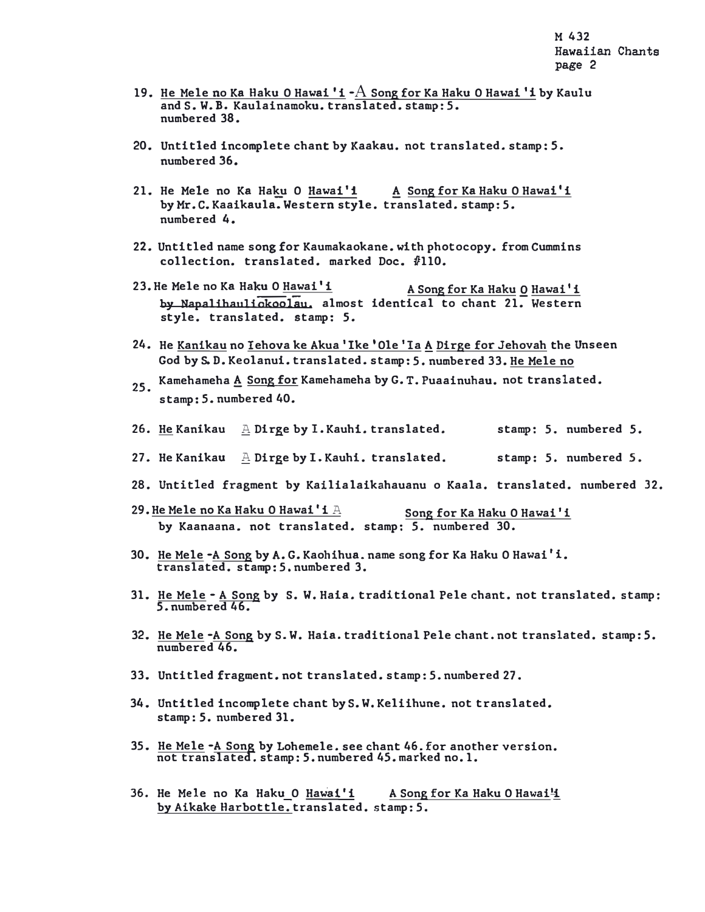19. He Mele no Ka Haku O Hawai'i - A Song for Ka Haku O Hawai'i by Kaulu and S. W. B. Kaulainamoku. translated. stamp: 5. numbered 38.

20. Untitled incomplete chant by Kaakau. not translated. stamp: 5. numbered 36.

21. He Mele no Ka Haku O Hawai'i A Song for Ka Haku O Hawai'i by Mr. C. Kaaikaula. Western style. translated. stamp: 5. numbered 4.

22. Untitled name song for Kaumakaokane. with photocopy. from Cummins collection. translated. marked Doc. #110.

23. He Mele no Ka Haku O Hawai'i A Song for Ka Haku O Hawai'i by Napalihauliokoolau. almost identical to chant 21. Western style. translated. stamp: 5.

24. He Kanikau no Iehova ke Akua 'Ike 'Ole 'Ia A Dirge for Jehovah the Unseen God by S. D. Keolanui. translated. stamp: 5. numbered 33. He Mele no

25. Kamehameha A Song for Kamehameha by G. T. Puaainuhau. not translated. stamp: 5. numbered 40.

26. He Kanikau A Dirge by I. Kauhi. translated. stamp: 5. numbered 5.

27. He Kanikau A Dirge by I. Kauhi. translated. stamp: 5. numbered 5.

28. Untitled fragment by Kailialaikahauanu o Kaala. translated. numbered 32.

29. He Mele no Ka Haku O Hawai'i A Song for Ka Haku O Hawai'i by Kaanaana. not translated. stamp: 5. numbered 30.

30. He Mele - A Song by A. G. Kaohihua. name song for Ka Haku O Hawai'i. translated. stamp: 5. numbered 3.

31. He Mele - A Song by S. W. Haia. traditional Pele chant. not translated. stamp: 5. numbered 46.

32. He Mele - A Song by S. W. Haia. traditional Pele chant. not translated. stamp: 5. numbered 46.

33. Untitled fragment. not translated. stamp: 5. numbered 27.

34. Untitled incomplete chant by S. W. Keliihune. not translated. stamp: 5. numbered 31.

35. He Mele - A Song by Lohemele. see chant 46. for another version. not translated. stamp: 5. numbered 45. marked no. 1.

36. He Mele no Ka Haku O Hawai'i A Song for Ka Haku O Hawai'i by Aikake Harbottle. translated. stamp: 5.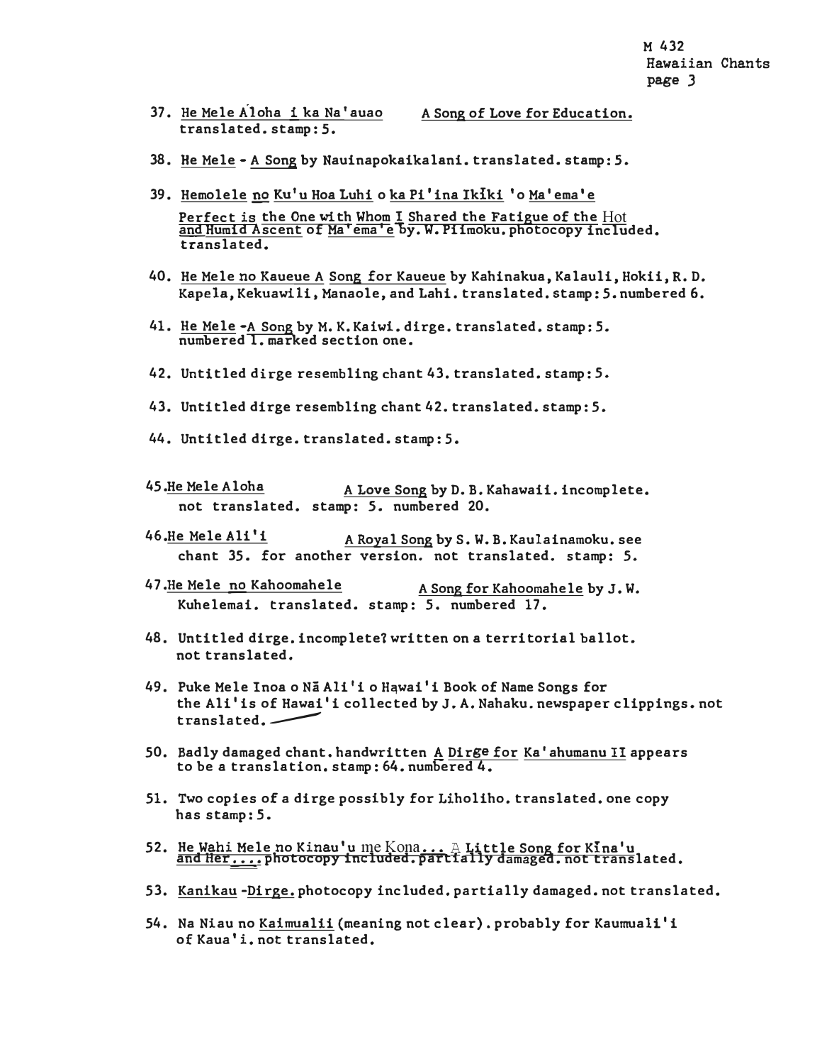37. He Mele Aloha i ka Na'auao    A Song of Love for Education. translated. stamp: 5.

38. He Mele - A Song by Nauinapokaikalani. translated. stamp: 5.

39. Hemolele no Ku'u Hoa Luhi o ka Pi'ina Ikiki 'o Ma'ema'e
    Perfect is the One with Whom I Shared the Fatigue of the Hot and Humid Ascent of Ma'ema'e by. W. Piimoku. photocopy included. translated.

40. He Mele no Kaueue A Song for Kaueue by Kahinakua, Kalauli, Hokii, R. D. Kapela, Kekuawili, Manaole, and Lahi. translated. stamp: 5. numbered 6.

41. He Mele -A Song by M. K. Kaiwi. dirge. translated. stamp: 5. numbered 1. marked section one.

42. Untitled dirge resembling chant 43. translated. stamp: 5.

43. Untitled dirge resembling chant 42. translated. stamp: 5.

44. Untitled dirge. translated. stamp: 5.

45. He Mele Aloha    A Love Song by D. B. Kahawaii. incomplete. not translated. stamp: 5. numbered 20.

46. He Mele Ali'i    A Royal Song by S. W. B. Kaulainamoku. see chant 35. for another version. not translated. stamp: 5.

47. He Mele no Kahoomahele    A Song for Kahoomahele by J. W. Kuhelemai. translated. stamp: 5. numbered 17.

48. Untitled dirge. incomplete? written on a territorial ballot. not translated.

49. Puke Mele Inoa o Nā Ali'i o Hawai'i Book of Name Songs for the Ali'is of Hawai'i collected by J. A. Nahaku. newspaper clippings. not translated.

50. Badly damaged chant. handwritten A Dirge for Ka'ahumanu II appears to be a translation. stamp: 64. numbered 4.

51. Two copies of a dirge possibly for Liholiho. translated. one copy has stamp: 5.

52. He Wahi Mele no Kinau'u me Kona... A Little Song for Kīna'u and Her.... photocopy included. partially damaged. not translated.

53. Kanikau -Dirge. photocopy included. partially damaged. not translated.

54. Na Niau no Kaimualii (meaning not clear). probably for Kaumuali'i of Kaua'i. not translated.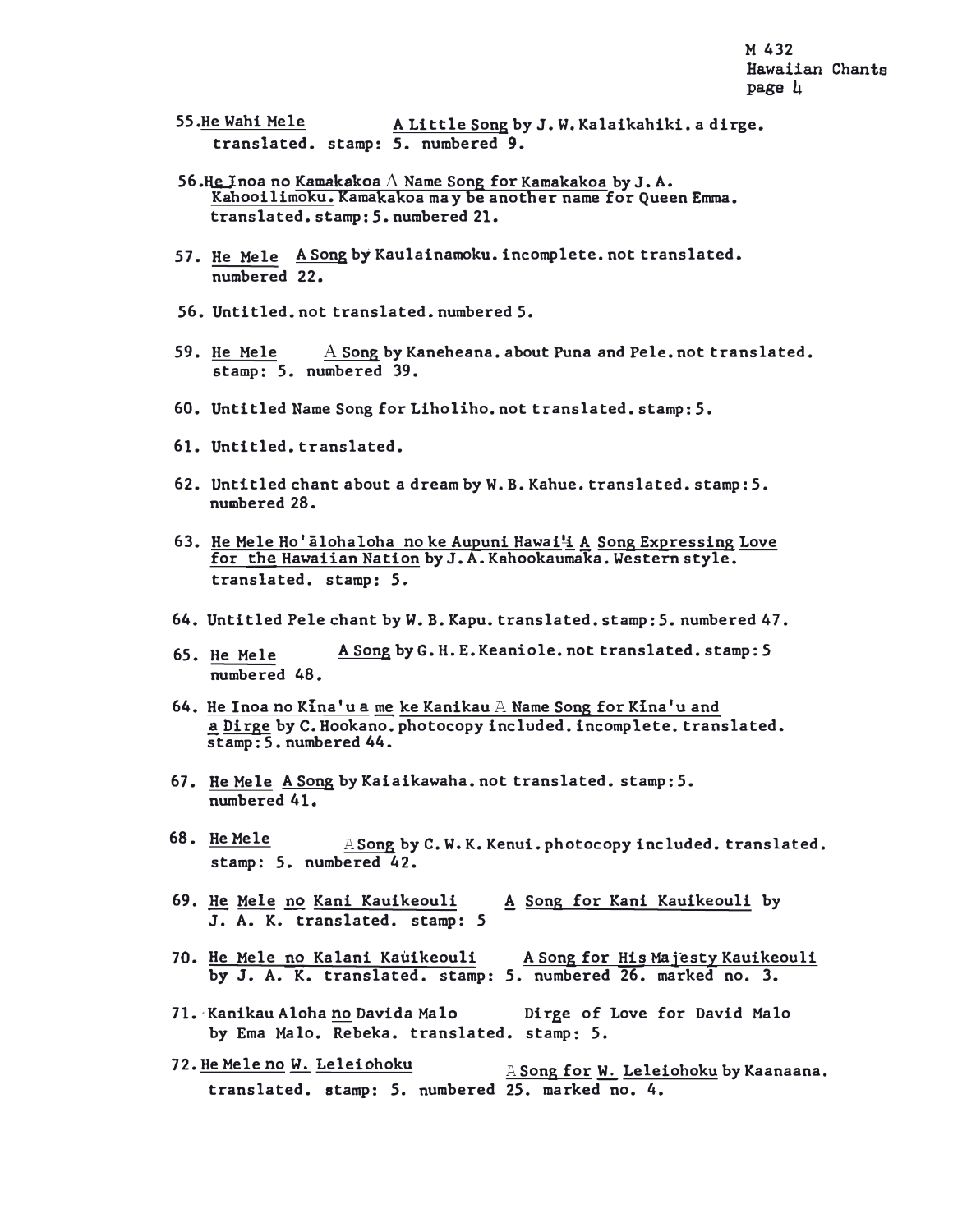55. He Wahi Mele  A Little Song by J. W. Kalaikahiki. a dirge. translated. stamp: 5. numbered 9.

56. He Inoa no Kamakakoa  A Name Song for Kamakakoa by J. A. Kahooilimoku. Kamakakoa may be another name for Queen Emma. translated. stamp: 5. numbered 21.

57. He Mele  A Song by Kaulainamoku. incomplete. not translated. numbered 22.

56. Untitled. not translated. numbered 5.

59. He Mele  A Song by Kaneheana. about Puna and Pele. not translated. stamp: 5. numbered 39.

60. Untitled Name Song for Liholiho. not translated. stamp: 5.

61. Untitled. translated.

62. Untitled chant about a dream by W. B. Kahue. translated. stamp: 5. numbered 28.

63. He Mele Ho'ālohaloha no ke Aupuni Hawai'i  A Song Expressing Love for the Hawaiian Nation by J. A. Kahookaumaka. Western style. translated. stamp: 5.

64. Untitled Pele chant by W. B. Kapu. translated. stamp: 5. numbered 47.

65. He Mele  A Song by G. H. E. Keaniole. not translated. stamp: 5 numbered 48.

64. He Inoa no Kīna'u a me ke Kanikau  A Name Song for Kīna'u and a Dirge by C. Hookano. photocopy included. incomplete. translated. stamp: 5. numbered 44.

67. He Mele  A Song by Kaiaikawaha. not translated. stamp: 5. numbered 41.

68. He Mele  A Song by C. W. K. Kenui. photocopy included. translated. stamp: 5. numbered 42.

69. He Mele no Kani Kauikeouli  A Song for Kani Kauikeouli by J. A. K. translated. stamp: 5

70. He Mele no Kalani Kauikeouli  A Song for His Majesty Kauikeouli by J. A. K. translated. stamp: 5. numbered 26. marked no. 3.

71. Kanikau Aloha no Davida Malo  Dirge of Love for David Malo by Ema Malo. Rebeka. translated. stamp: 5.

72. He Mele no W. Leleiohoku  A Song for W. Leleiohoku by Kaanaana. translated. stamp: 5. numbered 25. marked no. 4.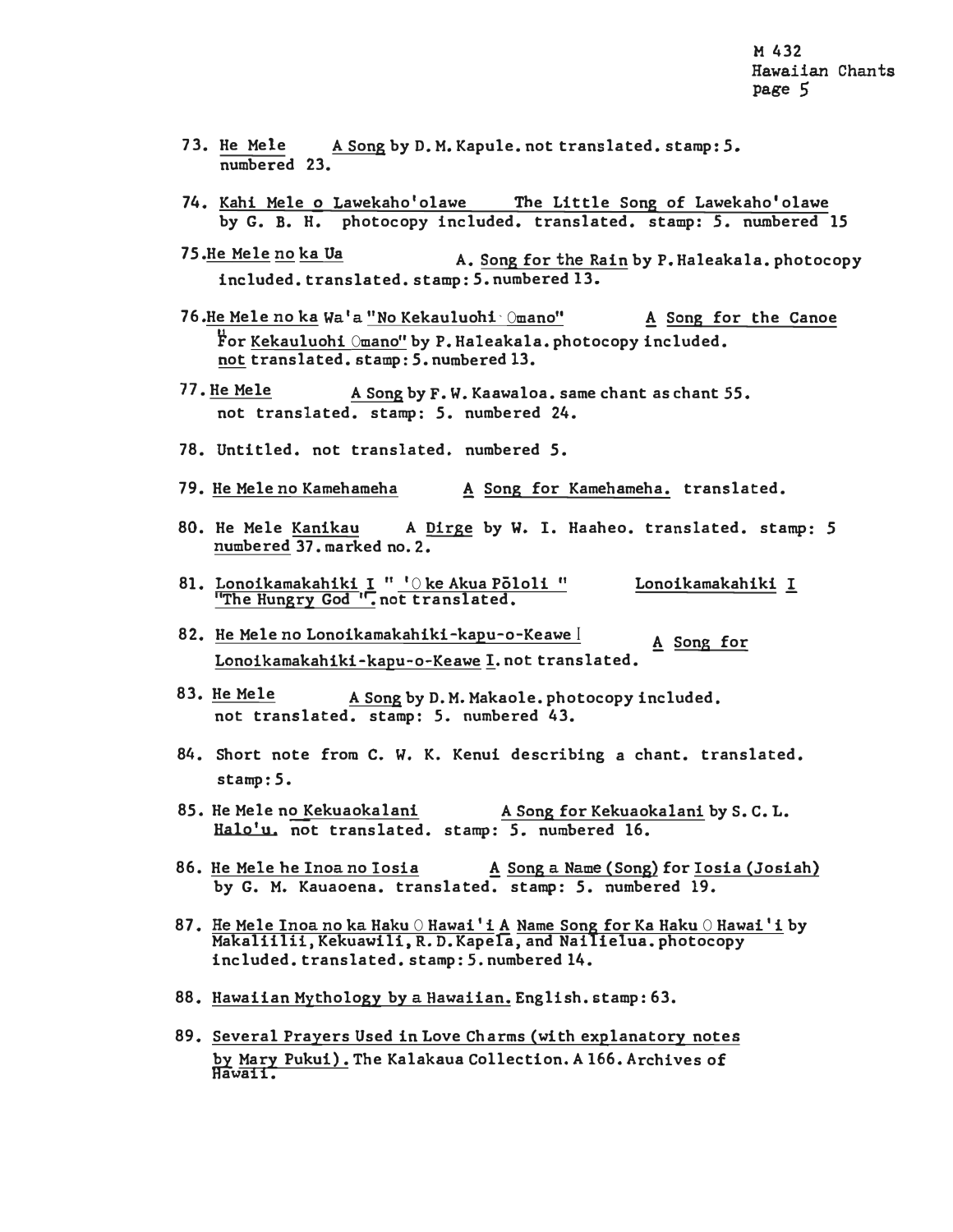73. He Mele    A Song by D. M. Kapule. not translated. stamp: 5. numbered 23.

74. Kahi Mele o Lawekaho'olawe    The Little Song of Lawekaho'olawe by G. B. H. photocopy included. translated. stamp: 5. numbered 15

75. He Mele no ka Ua    A. Song for the Rain by P. Haleakala. photocopy included. translated. stamp: 5. numbered 13.

76. He Mele no ka Wa'a "No Kekauluohi Omano"    A Song for the Canoe "For Kekauluohi Omano" by P. Haleakala. photocopy included. not translated. stamp: 5. numbered 13.

77. He Mele    A Song by F. W. Kaawaloa. same chant as chant 55. not translated. stamp: 5. numbered 24.

78. Untitled. not translated. numbered 5.

79. He Mele no Kamehameha    A Song for Kamehameha. translated.

80. He Mele Kanikau    A Dirge by W. I. Haaheo. translated. stamp: 5 numbered 37. marked no. 2.

81. Lonoikamakahiki I " 'O ke Akua Pōloli "    Lonoikamakahiki I "The Hungry God ". not translated.

82. He Mele no Lonoikamakahiki-kapu-o-Keawe I    A Song for Lonoikamakahiki-kapu-o-Keawe I. not translated.

83. He Mele    A Song by D. M. Makaole. photocopy included. not translated. stamp: 5. numbered 43.

84. Short note from C. W. K. Kenui describing a chant. translated. stamp: 5.

85. He Mele no Kekuaokalani    A Song for Kekuaokalani by S. C. L. Halo'u. not translated. stamp: 5. numbered 16.

86. He Mele he Inoa no Iosia    A Song a Name (Song) for Iosia (Josiah) by G. M. Kauaoena. translated. stamp: 5. numbered 19.

87. He Mele Inoa no ka Haku O Hawai'i A Name Song for Ka Haku O Hawai'i by Makaliilii, Kekuawili, R. D. Kapela, and Nailielua. photocopy included. translated. stamp: 5. numbered 14.

88. Hawaiian Mythology by a Hawaiian. English. stamp: 63.

89. Several Prayers Used in Love Charms (with explanatory notes by Mary Pukui). The Kalakaua Collection. A 166. Archives of Hawaii.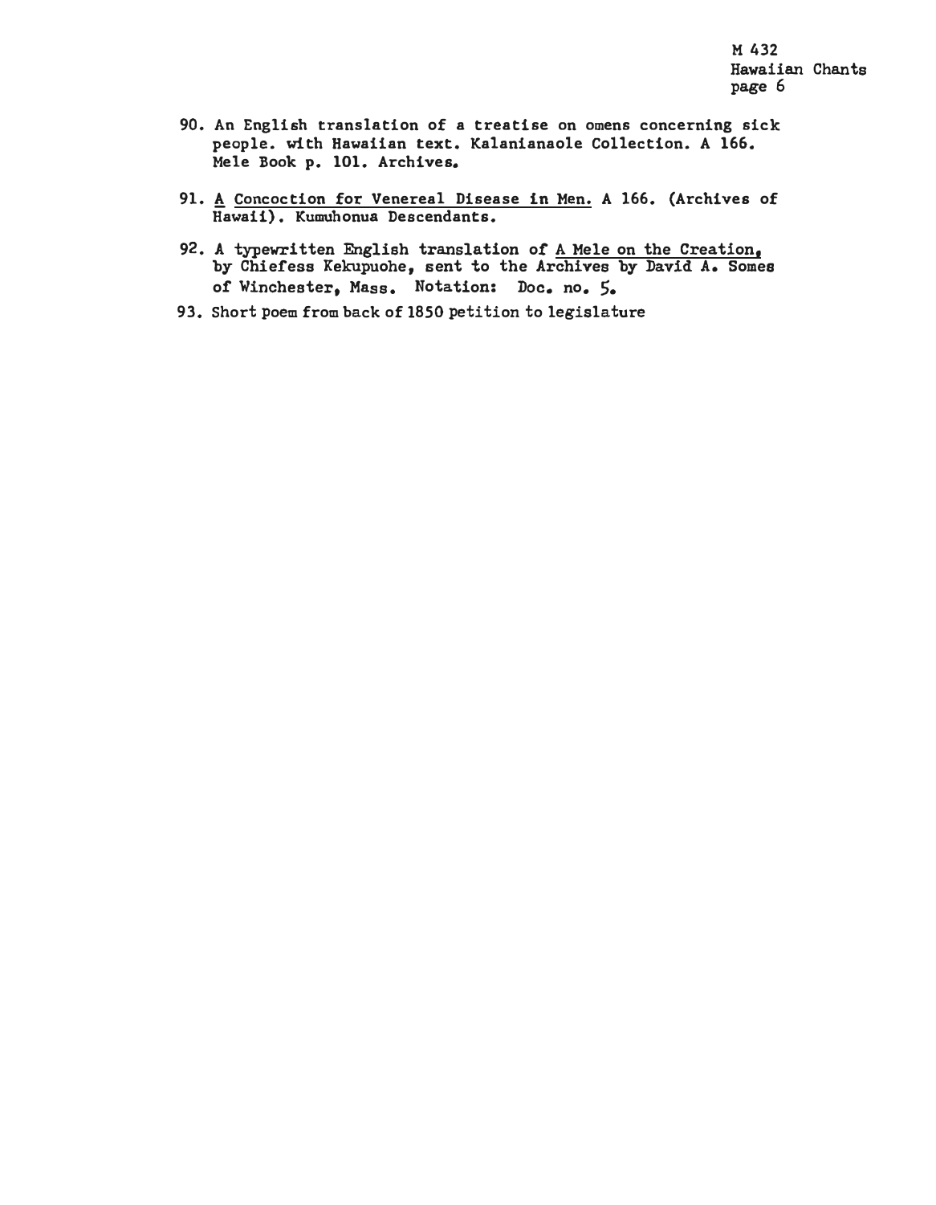90. An English translation of a treatise on omens concerning sick people. with Hawaiian text. Kalanianaole Collection. A 166. Mele Book p. 101. Archives.

91. A Concoction for Venereal Disease in Men. A 166. (Archives of Hawaii). Kumuhonua Descendants.

92. A typewritten English translation of A Mele on the Creation, by Chiefess Kekupuohe, sent to the Archives by David A. Somes of Winchester, Mass. Notation: Doc. no. 5.

93. Short poem from back of 1850 petition to legislature